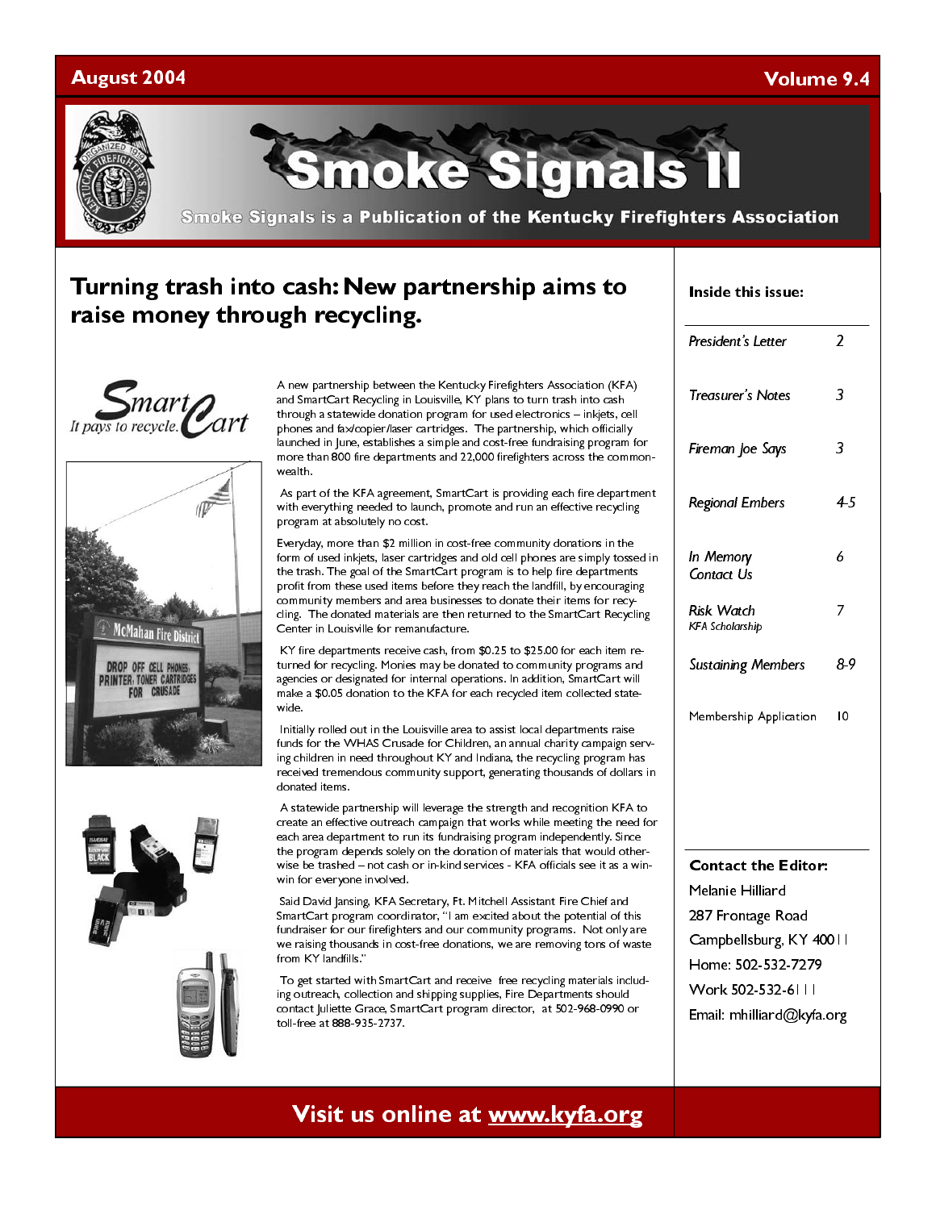August 2004 | Volume 9.4

# Smoke Signals II

Smoke Signals is a Publication of the Kentucky Firefighters Association

## Turning trash into cash: New partnership aims to raise money through recycling.

A new partnership between the Kentucky Firefighters Association (KFA) and SmartCart Recycling in Louisville, KY plans to turn trash into cash through a statewide donation program for used electronics – inkjets, cell phones and fax/copier/laser cartridges. The partnership, which officially launched in June, establishes a simple and cost-free fundraising program for more than 800 fire departments and 22,000 firefighters across the commonwealth.

As part of the KFA agreement, SmartCart is providing each fire department with everything needed to launch, promote and run an effective recycling program at absolutely no cost.

Everyday, more than $2 million in cost-free community donations in the form of used inkjets, laser cartridges and old cell phones are simply tossed in the trash. The goal of the SmartCart program is to help fire departments profit from these used items before they reach the landfill, by encouraging community members and area businesses to donate their items for recycling. The donated materials are then returned to the SmartCart Recycling Center in Louisville for remanufacture.

KY fire departments receive cash, from $0.25 to $25.00 for each item returned for recycling. Monies may be donated to community programs and agencies or designated for internal operations. In addition, SmartCart will make a $0.05 donation to the KFA for each recycled item collected statewide.

Initially rolled out in the Louisville area to assist local departments raise funds for the WHAS Crusade for Children, an annual charity campaign serving children in need throughout KY and Indiana, the recycling program has received tremendous community support, generating thousands of dollars in donated items.

A statewide partnership will leverage the strength and recognition KFA to create an effective outreach campaign that works while meeting the need for each area department to run its fundraising program independently. Since the program depends solely on the donation of materials that would otherwise be trashed – not cash or in-kind services - KFA officials see it as a win-win for everyone involved.

Said David Jansing, KFA Secretary, Ft. Mitchell Assistant Fire Chief and SmartCart program coordinator, "I am excited about the potential of this fundraiser for our firefighters and our community programs. Not only are we raising thousands in cost-free donations, we are removing tons of waste from KY landfills."

To get started with SmartCart and receive free recycling materials including outreach, collection and shipping supplies, Fire Departments should contact Juliette Grace, SmartCart program director, at 502-968-0990 or toll-free at 888-935-2737.

**Inside this issue:**

| | |
|---|---|
| *President's Letter* | 2 |
| *Treasurer's Notes* | 3 |
| *Fireman Joe Says* | 3 |
| *Regional Embers* | 4-5 |
| *In Memory*<br>*Contact Us* | 6 |
| *Risk Watch*<br>*KFA Scholarship* | 7 |
| *Sustaining Members* | 8-9 |
| Membership Application | 10 |

**Contact the Editor:**
Melanie Hilliard
287 Frontage Road
Campbellsburg, KY 40011
Home: 502-532-7279
Work 502-532-6111
Email: mhilliard@kyfa.org

**Visit us online at www.kyfa.org**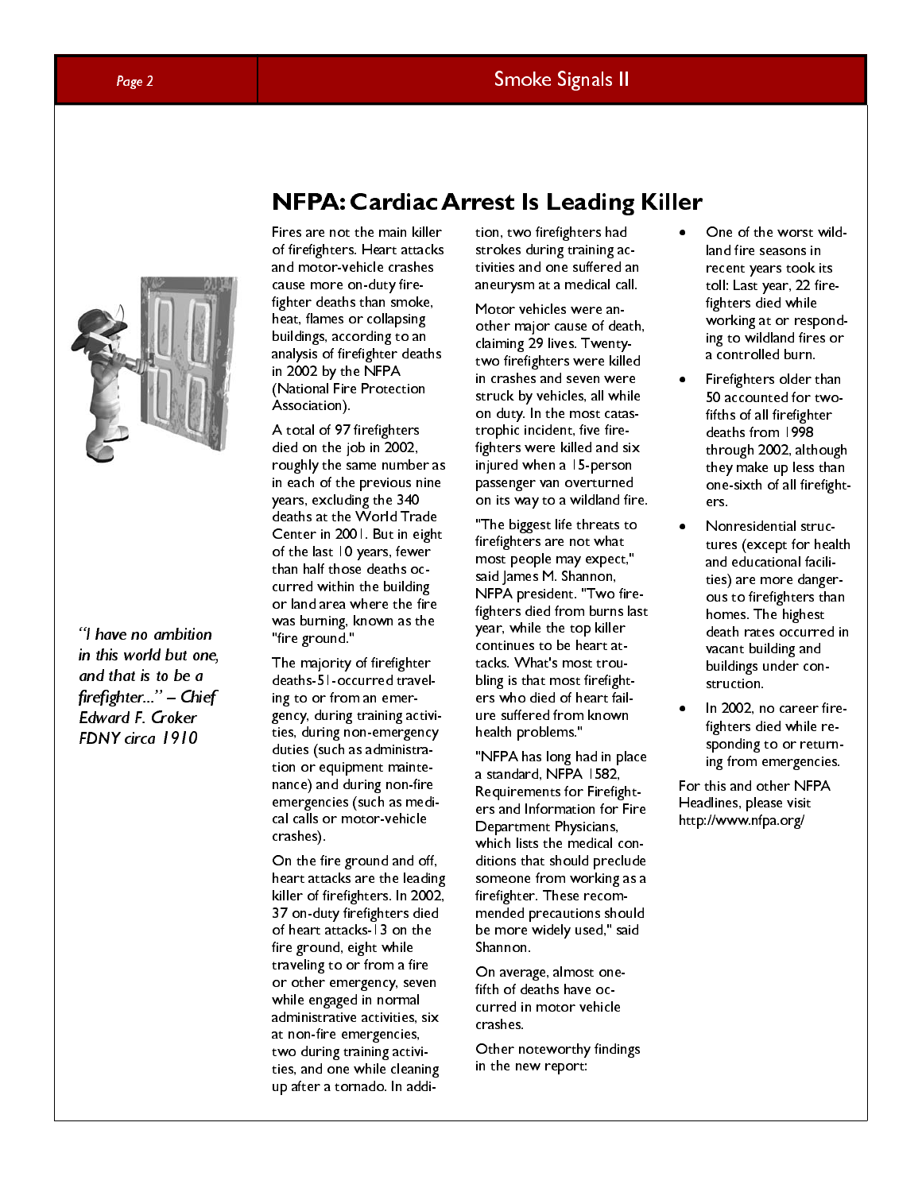*"I have no ambition in this world but one, and that is to be a firefighter..." – Chief Edward F. Croker FDNY circa 1910*

## NFPA: Cardiac Arrest Is Leading Killer

Fires are not the main killer of firefighters. Heart attacks and motor-vehicle crashes cause more on-duty firefighter deaths than smoke, heat, flames or collapsing buildings, according to an analysis of firefighter deaths in 2002 by the NFPA (National Fire Protection Association).

A total of 97 firefighters died on the job in 2002, roughly the same number as in each of the previous nine years, excluding the 340 deaths at the World Trade Center in 2001. But in eight of the last 10 years, fewer than half those deaths occurred within the building or land area where the fire was burning, known as the "fire ground."

The majority of firefighter deaths-51-occurred traveling to or from an emergency, during training activities, during non-emergency duties (such as administration or equipment maintenance) and during non-fire emergencies (such as medical calls or motor-vehicle crashes).

On the fire ground and off, heart attacks are the leading killer of firefighters. In 2002, 37 on-duty firefighters died of heart attacks-13 on the fire ground, eight while traveling to or from a fire or other emergency, seven while engaged in normal administrative activities, six at non-fire emergencies, two during training activities, and one while cleaning up after a tornado. In addition, two firefighters had strokes during training activities and one suffered an aneurysm at a medical call.

Motor vehicles were another major cause of death, claiming 29 lives. Twenty-two firefighters were killed in crashes and seven were struck by vehicles, all while on duty. In the most catastrophic incident, five firefighters were killed and six injured when a 15-person passenger van overturned on its way to a wildland fire.

"The biggest life threats to firefighters are not what most people may expect," said James M. Shannon, NFPA president. "Two firefighters died from burns last year, while the top killer continues to be heart attacks. What's most troubling is that most firefighters who died of heart failure suffered from known health problems."

"NFPA has long had in place a standard, NFPA 1582, Requirements for Firefighters and Information for Fire Department Physicians, which lists the medical conditions that should preclude someone from working as a firefighter. These recommended precautions should be more widely used," said Shannon.

On average, almost one-fifth of deaths have occurred in motor vehicle crashes.

Other noteworthy findings in the new report:

- One of the worst wildland fire seasons in recent years took its toll: Last year, 22 firefighters died while working at or responding to wildland fires or a controlled burn.
- Firefighters older than 50 accounted for two-fifths of all firefighter deaths from 1998 through 2002, although they make up less than one-sixth of all firefighters.
- Nonresidential structures (except for health and educational facilities) are more dangerous to firefighters than homes. The highest death rates occurred in vacant building and buildings under construction.
- In 2002, no career firefighters died while responding to or returning from emergencies.

For this and other NFPA Headlines, please visit http://www.nfpa.org/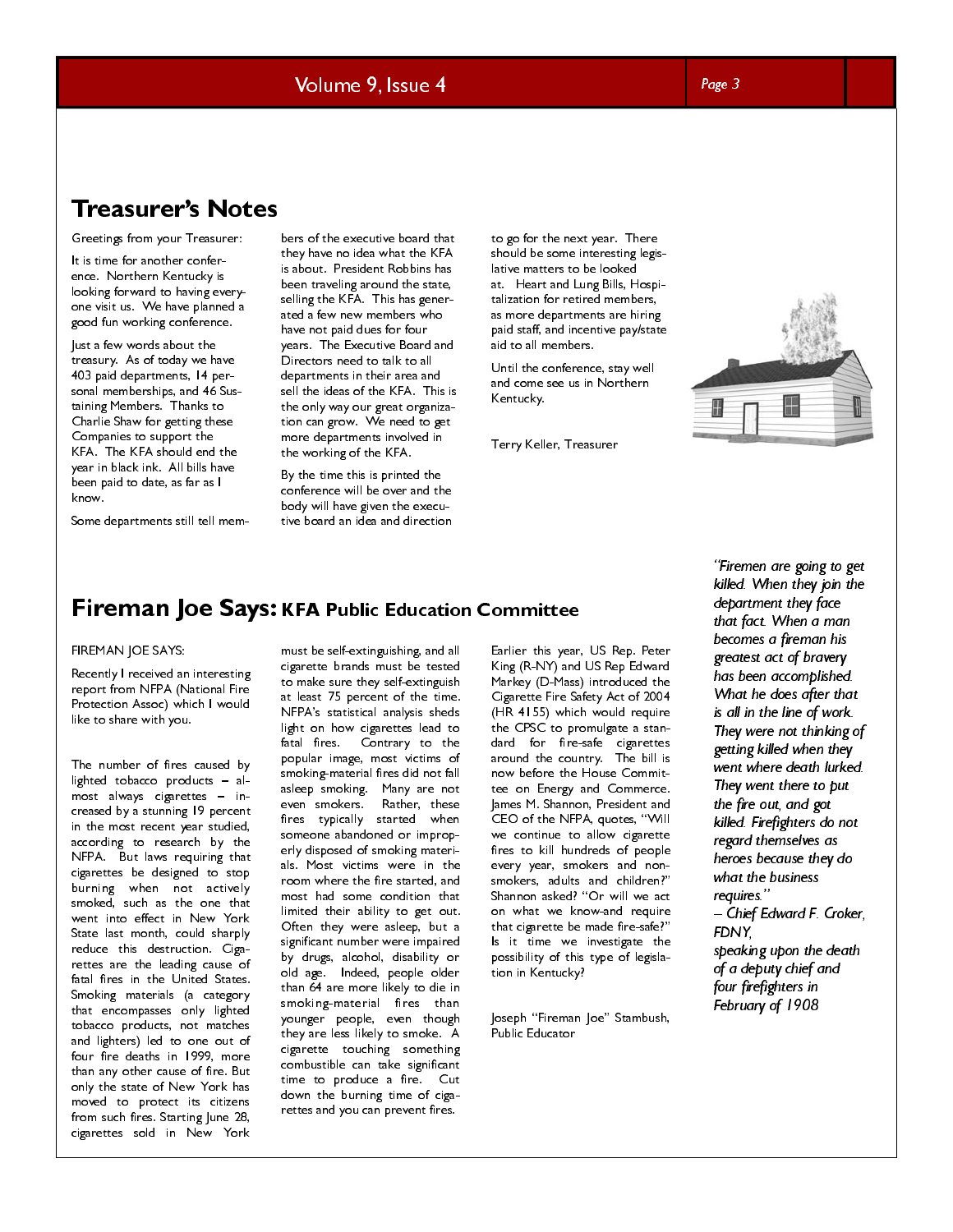## Treasurer's Notes

Greetings from your Treasurer:

It is time for another conference. Northern Kentucky is looking forward to having everyone visit us. We have planned a good fun working conference.

Just a few words about the treasury. As of today we have 403 paid departments, 14 personal memberships, and 46 Sustaining Members. Thanks to Charlie Shaw for getting these Companies to support the KFA. The KFA should end the year in black ink. All bills have been paid to date, as far as I know.

Some departments still tell members of the executive board that they have no idea what the KFA is about. President Robbins has been traveling around the state, selling the KFA. This has generated a few new members who have not paid dues for four years. The Executive Board and Directors need to talk to all departments in their area and sell the ideas of the KFA. This is the only way our great organization can grow. We need to get more departments involved in the working of the KFA.

By the time this is printed the conference will be over and the body will have given the executive board an idea and direction to go for the next year. There should be some interesting legislative matters to be looked at. Heart and Lung Bills, Hospitalization for retired members, as more departments are hiring paid staff, and incentive pay/state aid to all members.

Until the conference, stay well and come see us in Northern Kentucky.

Terry Keller, Treasurer

## Fireman Joe Says: KFA Public Education Committee

FIREMAN JOE SAYS:

Recently I received an interesting report from NFPA (National Fire Protection Assoc) which I would like to share with you.

The number of fires caused by lighted tobacco products – almost always cigarettes – increased by a stunning 19 percent in the most recent year studied, according to research by the NFPA. But laws requiring that cigarettes be designed to stop burning when not actively smoked, such as the one that went into effect in New York State last month, could sharply reduce this destruction. Cigarettes are the leading cause of fatal fires in the United States. Smoking materials (a category that encompasses only lighted tobacco products, not matches and lighters) led to one out of four fire deaths in 1999, more than any other cause of fire. But only the state of New York has moved to protect its citizens from such fires. Starting June 28, cigarettes sold in New York must be self-extinguishing, and all cigarette brands must be tested to make sure they self-extinguish at least 75 percent of the time. NFPA's statistical analysis sheds light on how cigarettes lead to fatal fires. Contrary to the popular image, most victims of smoking-material fires did not fall asleep smoking. Many are not even smokers. Rather, these fires typically started when someone abandoned or improperly disposed of smoking materials. Most victims were in the room where the fire started, and most had some condition that limited their ability to get out. Often they were asleep, but a significant number were impaired by drugs, alcohol, disability or old age. Indeed, people older than 64 are more likely to die in smoking-material fires than younger people, even though they are less likely to smoke. A cigarette touching something combustible can take significant time to produce a fire. Cut down the burning time of cigarettes and you can prevent fires.

Earlier this year, US Rep. Peter King (R-NY) and US Rep Edward Markey (D-Mass) introduced the Cigarette Fire Safety Act of 2004 (HR 4155) which would require the CPSC to promulgate a standard for fire-safe cigarettes around the country. The bill is now before the House Committee on Energy and Commerce. James M. Shannon, President and CEO of the NFPA, quotes, "Will we continue to allow cigarette fires to kill hundreds of people every year, smokers and non-smokers, adults and children?" Shannon asked? "Or will we act on what we know-and require that cigarette be made fire-safe?" Is it time we investigate the possibility of this type of legislation in Kentucky?

Joseph "Fireman Joe" Stambush, Public Educator

*"Firemen are going to get killed. When they join the department they face that fact. When a man becomes a fireman his greatest act of bravery has been accomplished. What he does after that is all in the line of work. They were not thinking of getting killed when they went where death lurked. They went there to put the fire out, and got killed. Firefighters do not regard themselves as heroes because they do what the business requires."*
*– Chief Edward F. Croker, FDNY,*
*speaking upon the death of a deputy chief and four firefighters in February of 1908*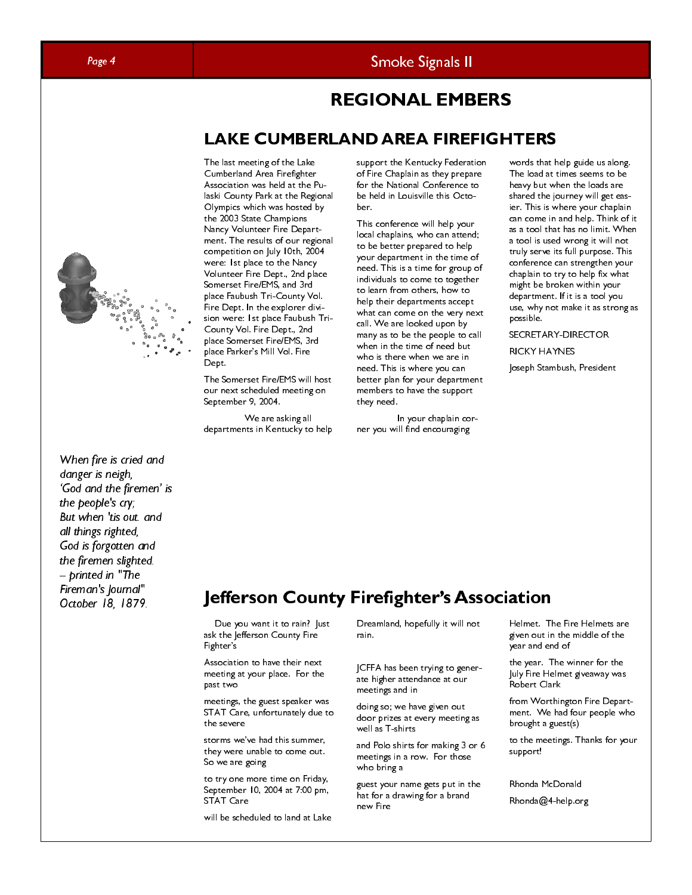## REGIONAL EMBERS

## LAKE CUMBERLAND AREA FIREFIGHTERS

The last meeting of the Lake Cumberland Area Firefighter Association was held at the Pulaski County Park at the Regional Olympics which was hosted by the 2003 State Champions Nancy Volunteer Fire Department. The results of our regional competition on July 10th, 2004 were: 1st place to the Nancy Volunteer Fire Dept., 2nd place Somerset Fire/EMS, and 3rd place Faubush Tri-County Vol. Fire Dept. In the explorer division were: 1st place Faubush Tri-County Vol. Fire Dept., 2nd place Somerset Fire/EMS, 3rd place Parker's Mill Vol. Fire Dept.

The Somerset Fire/EMS will host our next scheduled meeting on September 9, 2004.

We are asking all departments in Kentucky to help support the Kentucky Federation of Fire Chaplain as they prepare for the National Conference to be held in Louisville this October.

This conference will help your local chaplains, who can attend; to be better prepared to help your department in the time of need. This is a time for group of individuals to come to together to learn from others, how to help their departments accept what can come on the very next call. We are looked upon by many as to be the people to call when in the time of need but who is there when we are in need. This is where you can better plan for your department members to have the support they need.

In your chaplain corner you will find encouraging words that help guide us along. The load at times seems to be heavy but when the loads are shared the journey will get easier. This is where your chaplain can come in and help. Think of it as a tool that has no limit. When a tool is used wrong it will not truly serve its full purpose. This conference can strengthen your chaplain to try to help fix what might be broken within your department. If it is a tool you use, why not make it as strong as possible.

SECRETARY-DIRECTOR

RICKY HAYNES

Joseph Stambush, President

*When fire is cried and danger is neigh,*
*'God and the firemen' is the people's cry;*
*But when 'tis out. and all things righted,*
*God is forgotten and the firemen slighted.*
*– printed in "The Fireman's Journal" October 18, 1879.*

## Jefferson County Firefighter's Association

Due you want it to rain? Just ask the Jefferson County Fire Fighter's Association to have their next meeting at your place. For the past two meetings, the guest speaker was STAT Care, unfortunately due to the severe storms we've had this summer, they were unable to come out. So we are going to try one more time on Friday, September 10, 2004 at 7:00 pm, STAT Care will be scheduled to land at Lake Dreamland, hopefully it will not rain.

JCFFA has been trying to generate higher attendance at our meetings and in doing so; we have given out door prizes at every meeting as well as T-shirts and Polo shirts for making 3 or 6 meetings in a row. For those who bring a guest your name gets put in the hat for a drawing for a brand new Fire Helmet. The Fire Helmets are given out in the middle of the year and end of the year. The winner for the July Fire Helmet giveaway was Robert Clark from Worthington Fire Department. We had four people who brought a guest(s) to the meetings. Thanks for your support!

Rhonda McDonald

Rhonda@4-help.org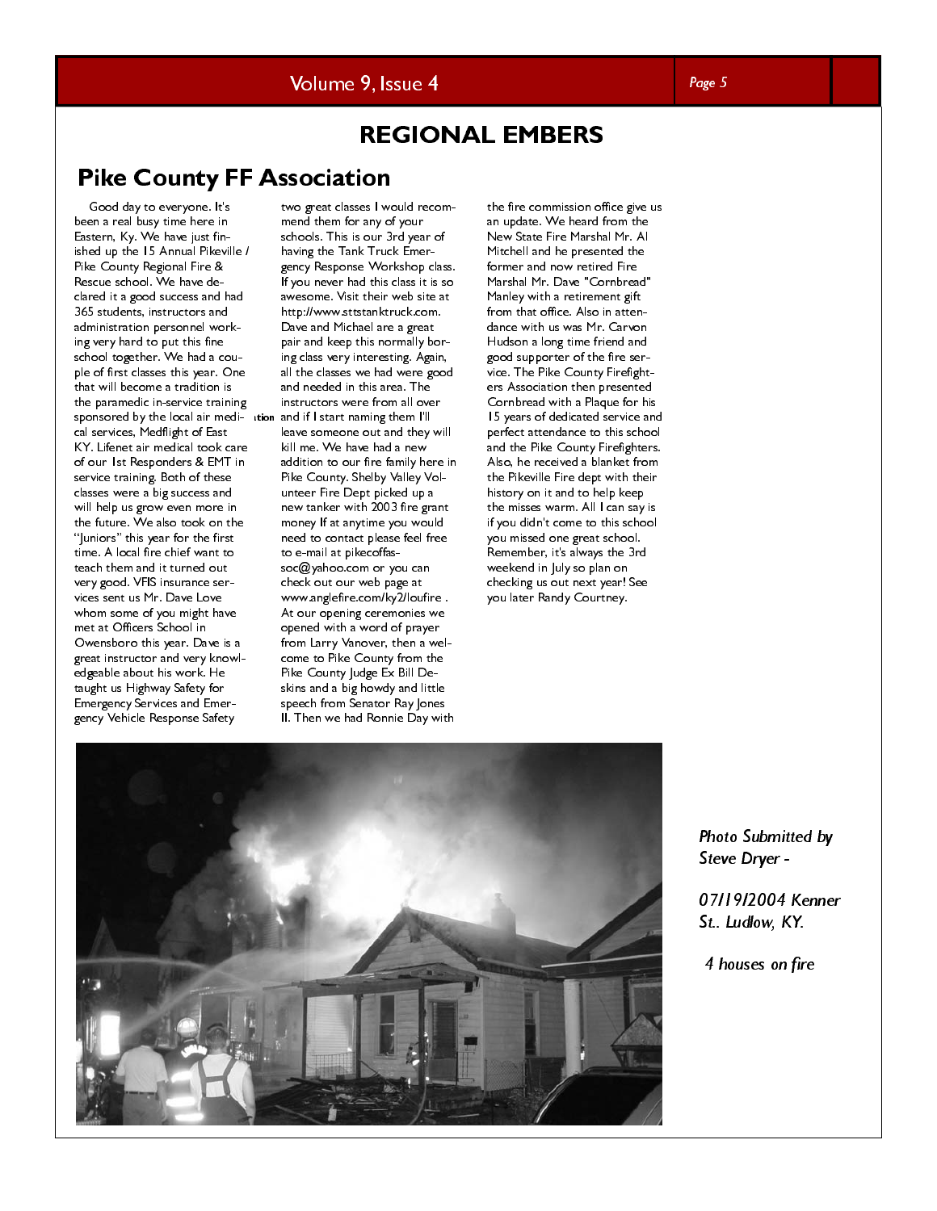# REGIONAL EMBERS

## Pike County FF Association

Good day to everyone. It's been a real busy time here in Eastern, Ky. We have just finished up the 15 Annual Pikeville / Pike County Regional Fire & Rescue school. We have declared it a good success and had 365 students, instructors and administration personnel working very hard to put this fine school together. We had a couple of first classes this year. One that will become a tradition is the paramedic in-service training sponsored by the local air medical services, Medflight of East KY. Lifenet air medical took care of our 1st Responders & EMT in service training. Both of these classes were a big success and will help us grow even more in the future. We also took on the "Juniors" this year for the first time. A local fire chief want to teach them and it turned out very good. VFIS insurance services sent us Mr. Dave Love whom some of you might have met at Officers School in Owensboro this year. Dave is a great instructor and very knowledgeable about his work. He taught us Highway Safety for Emergency Services and Emergency Vehicle Response Safety two great classes I would recommend them for any of your schools. This is our 3rd year of having the Tank Truck Emergency Response Workshop class. If you never had this class it is so awesome. Visit their web site at http://www.sttstanktruck.com. Dave and Michael are a great pair and keep this normally boring class very interesting. Again, all the classes we had were good and needed in this area. The instructors were from all over and if I start naming them I'll leave someone out and they will kill me. We have had a new addition to our fire family here in Pike County. Shelby Valley Volunteer Fire Dept picked up a new tanker with 2003 fire grant money If at anytime you would need to contact please feel free to e-mail at pikecoffassoc@yahoo.com or you can check out our web page at www.anglefire.com/ky2/loufire . At our opening ceremonies we opened with a word of prayer from Larry Vanover, then a welcome to Pike County from the Pike County Judge Ex Bill Deskins and a big howdy and little speech from Senator Ray Jones II. Then we had Ronnie Day with the fire commission office give us an update. We heard from the New State Fire Marshal Mr. Al Mitchell and he presented the former and now retired Fire Marshal Mr. Dave "Cornbread" Manley with a retirement gift from that office. Also in attendance with us was Mr. Carvon Hudson a long time friend and good supporter of the fire service. The Pike County Firefighters Association then presented Cornbread with a Plaque for his 15 years of dedicated service and perfect attendance to this school and the Pike County Firefighters. Also, he received a blanket from the Pikeville Fire dept with their history on it and to help keep the misses warm. All I can say is if you didn't come to this school you missed one great school. Remember, it's always the 3rd weekend in July so plan on checking us out next year! See you later Randy Courtney.

*Photo Submitted by Steve Dryer -*

*07/19/2004 Kenner St.. Ludlow, KY.*

*4 houses on fire*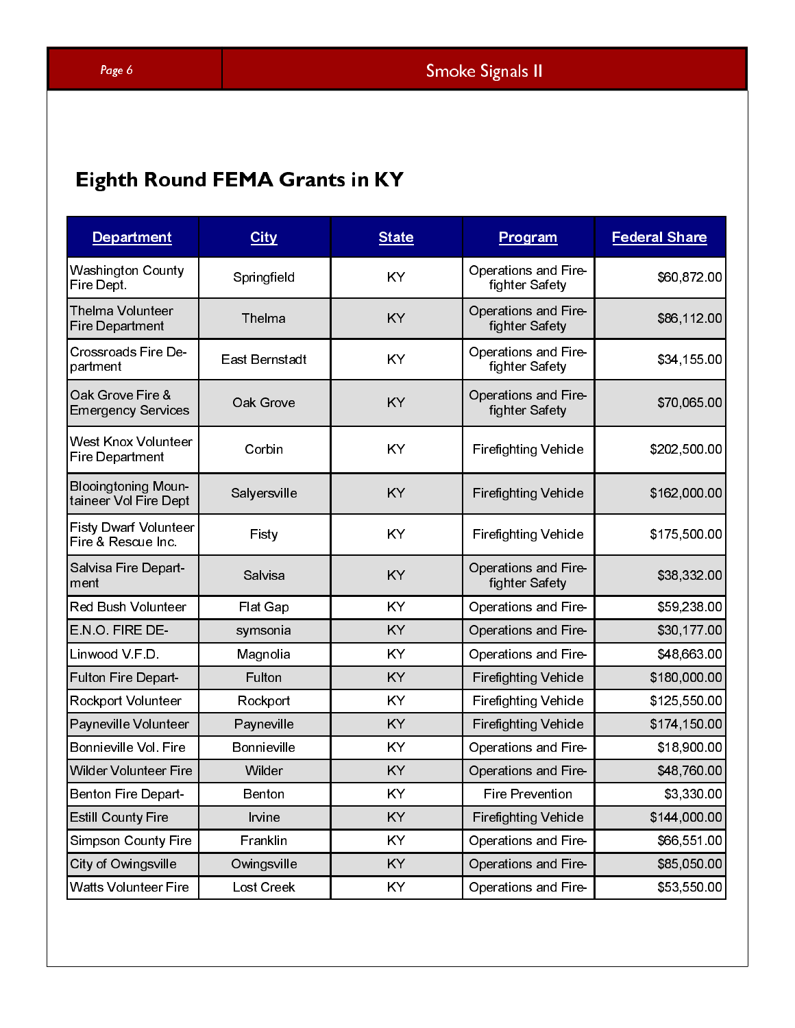## Eighth Round FEMA Grants in KY

| Department | City | State | Program | Federal Share |
|---|---|---|---|---|
| Washington County Fire Dept. | Springfield | KY | Operations and Firefighter Safety | $60,872.00 |
| Thelma Volunteer Fire Department | Thelma | KY | Operations and Firefighter Safety | $86,112.00 |
| Crossroads Fire Department | East Bernstadt | KY | Operations and Firefighter Safety | $34,155.00 |
| Oak Grove Fire & Emergency Services | Oak Grove | KY | Operations and Firefighter Safety | $70,065.00 |
| West Knox Volunteer Fire Department | Corbin | KY | Firefighting Vehicle | $202,500.00 |
| Blooingtoning Mountaineer Vol Fire Dept | Salyersville | KY | Firefighting Vehicle | $162,000.00 |
| Fisty Dwarf Volunteer Fire & Rescue Inc. | Fisty | KY | Firefighting Vehicle | $175,500.00 |
| Salvisa Fire Department | Salvisa | KY | Operations and Firefighter Safety | $38,332.00 |
| Red Bush Volunteer | Flat Gap | KY | Operations and Fire- | $59,238.00 |
| E.N.O. FIRE DE- | symsonia | KY | Operations and Fire- | $30,177.00 |
| Linwood V.F.D. | Magnolia | KY | Operations and Fire- | $48,663.00 |
| Fulton Fire Depart- | Fulton | KY | Firefighting Vehicle | $180,000.00 |
| Rockport Volunteer | Rockport | KY | Firefighting Vehicle | $125,550.00 |
| Payneville Volunteer | Payneville | KY | Firefighting Vehicle | $174,150.00 |
| Bonnieville Vol. Fire | Bonnieville | KY | Operations and Fire- | $18,900.00 |
| Wilder Volunteer Fire | Wilder | KY | Operations and Fire- | $48,760.00 |
| Benton Fire Depart- | Benton | KY | Fire Prevention | $3,330.00 |
| Estill County Fire | Irvine | KY | Firefighting Vehicle | $144,000.00 |
| Simpson County Fire | Franklin | KY | Operations and Fire- | $66,551.00 |
| City of Owingsville | Owingsville | KY | Operations and Fire- | $85,050.00 |
| Watts Volunteer Fire | Lost Creek | KY | Operations and Fire- | $53,550.00 |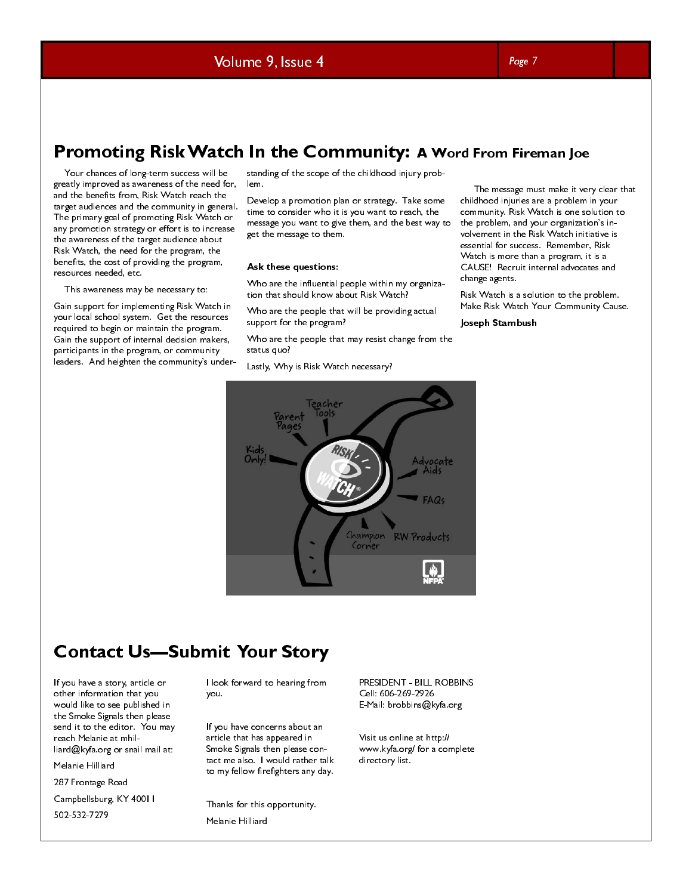## Promoting Risk Watch In the Community: A Word From Fireman Joe

Your chances of long-term success will be greatly improved as awareness of the need for, and the benefits from, Risk Watch reach the target audiences and the community in general. The primary goal of promoting Risk Watch or any promotion strategy or effort is to increase the awareness of the target audience about Risk Watch, the need for the program, the benefits, the cost of providing the program, resources needed, etc.

This awareness may be necessary to:

Gain support for implementing Risk Watch in your local school system. Get the resources required to begin or maintain the program. Gain the support of internal decision makers, participants in the program, or community leaders. And heighten the community's understanding of the scope of the childhood injury problem.

Develop a promotion plan or strategy. Take some time to consider who it is you want to reach, the message you want to give them, and the best way to get the message to them.

**Ask these questions:**

Who are the influential people within my organization that should know about Risk Watch?

Who are the people that will be providing actual support for the program?

Who are the people that may resist change from the status quo?

Lastly, Why is Risk Watch necessary?

The message must make it very clear that childhood injuries are a problem in your community. Risk Watch is one solution to the problem, and your organization's involvement in the Risk Watch initiative is essential for success. Remember, Risk Watch is more than a program, it is a CAUSE! Recruit internal advocates and change agents.

Risk Watch is a solution to the problem. Make Risk Watch Your Community Cause.

**Joseph Stambush**

## Contact Us—Submit Your Story

If you have a story, article or other information that you would like to see published in the Smoke Signals then please send it to the editor. You may reach Melanie at mhilliard@kyfa.org or snail mail at:

Melanie Hilliard

287 Frontage Road

Campbellsburg, KY 40011

502-532-7279

I look forward to hearing from you.

If you have concerns about an article that has appeared in Smoke Signals then please contact me also. I would rather talk to my fellow firefighters any day.

Thanks for this opportunity.

Melanie Hilliard

PRESIDENT - BILL ROBBINS
Cell: 606-269-2926
E-Mail: brobbins@kyfa.org

Visit us online at http://www.kyfa.org/ for a complete directory list.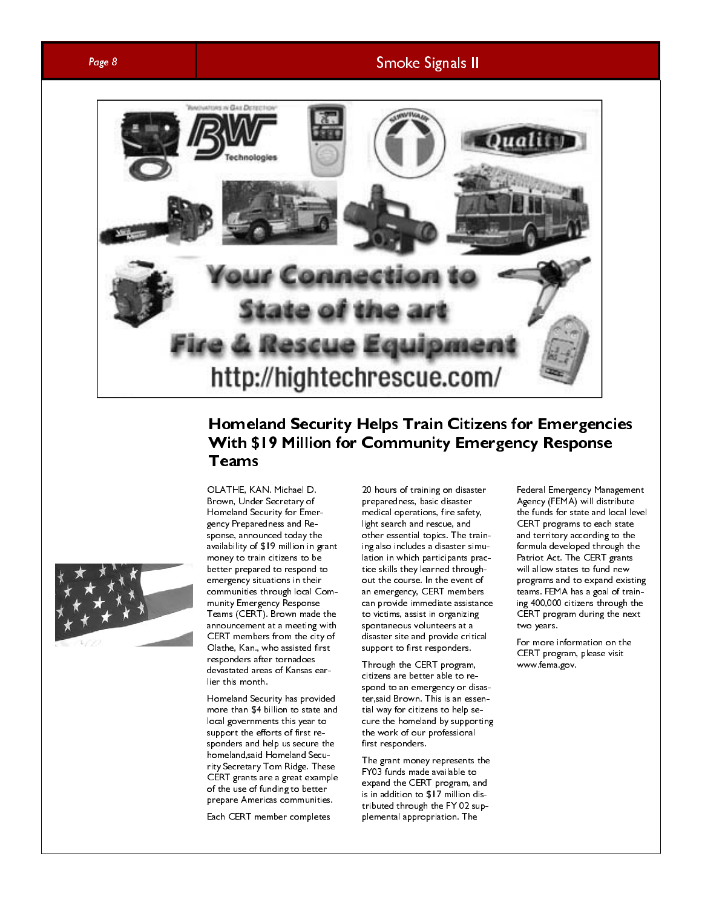Your Connection to State of the art Fire & Rescue Equipment

http://hightechrescue.com/

## Homeland Security Helps Train Citizens for Emergencies With $19 Million for Community Emergency Response Teams

OLATHE, KAN. Michael D. Brown, Under Secretary of Homeland Security for Emergency Preparedness and Response, announced today the availability of $19 million in grant money to train citizens to be better prepared to respond to emergency situations in their communities through local Community Emergency Response Teams (CERT). Brown made the announcement at a meeting with CERT members from the city of Olathe, Kan., who assisted first responders after tornadoes devastated areas of Kansas earlier this month.

Homeland Security has provided more than $4 billion to state and local governments this year to support the efforts of first responders and help us secure the homeland,said Homeland Security Secretary Tom Ridge. These CERT grants are a great example of the use of funding to better prepare Americas communities.

Each CERT member completes 20 hours of training on disaster preparedness, basic disaster medical operations, fire safety, light search and rescue, and other essential topics. The training also includes a disaster simulation in which participants practice skills they learned throughout the course. In the event of an emergency, CERT members can provide immediate assistance to victims, assist in organizing spontaneous volunteers at a disaster site and provide critical support to first responders.

Through the CERT program, citizens are better able to respond to an emergency or disaster,said Brown. This is an essential way for citizens to help secure the homeland by supporting the work of our professional first responders.

The grant money represents the FY03 funds made available to expand the CERT program, and is in addition to $17 million distributed through the FY 02 supplemental appropriation. The Federal Emergency Management Agency (FEMA) will distribute the funds for state and local level CERT programs to each state and territory according to the formula developed through the Patriot Act. The CERT grants will allow states to fund new programs and to expand existing teams. FEMA has a goal of training 400,000 citizens through the CERT program during the next two years.

For more information on the CERT program, please visit www.fema.gov.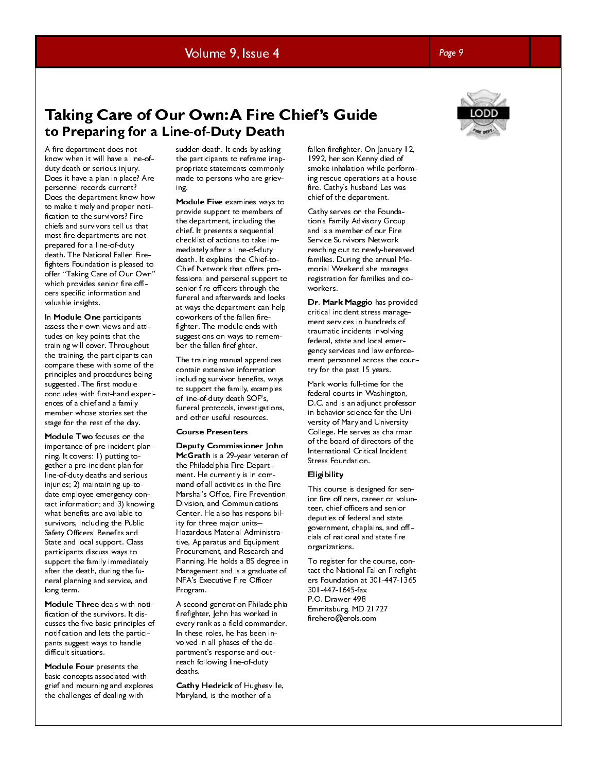# Taking Care of Our Own: A Fire Chief's Guide to Preparing for a Line-of-Duty Death

A fire department does not know when it will have a line-of-duty death or serious injury. Does it have a plan in place? Are personnel records current? Does the department know how to make timely and proper notification to the survivors? Fire chiefs and survivors tell us that most fire departments are not prepared for a line-of-duty death. The National Fallen Firefighters Foundation is pleased to offer "Taking Care of Our Own" which provides senior fire officers specific information and valuable insights.

In **Module One** participants assess their own views and attitudes on key points that the training will cover. Throughout the training, the participants can compare these with some of the principles and procedures being suggested. The first module concludes with first-hand experiences of a chief and a family member whose stories set the stage for the rest of the day.

**Module Two** focuses on the importance of pre-incident planning. It covers: 1) putting together a pre-incident plan for line-of-duty deaths and serious injuries; 2) maintaining up-to-date employee emergency contact information; and 3) knowing what benefits are available to survivors, including the Public Safety Officers' Benefits and State and local support. Class participants discuss ways to support the family immediately after the death, during the funeral planning and service, and long term.

**Module Three** deals with notification of the survivors. It discusses the five basic principles of notification and lets the participants suggest ways to handle difficult situations.

**Module Four** presents the basic concepts associated with grief and mourning and explores the challenges of dealing with sudden death. It ends by asking the participants to reframe inappropriate statements commonly made to persons who are grieving.

**Module Five** examines ways to provide support to members of the department, including the chief. It presents a sequential checklist of actions to take immediately after a line-of-duty death. It explains the Chief-to-Chief Network that offers professional and personal support to senior fire officers through the funeral and afterwards and looks at ways the department can help coworkers of the fallen firefighter. The module ends with suggestions on ways to remember the fallen firefighter.

The training manual appendices contain extensive information including survivor benefits, ways to support the family, examples of line-of-duty death SOP's, funeral protocols, investigations, and other useful resources.

### Course Presenters

**Deputy Commissioner John McGrath** is a 29-year veteran of the Philadelphia Fire Department. He currently is in command of all activities in the Fire Marshal's Office, Fire Prevention Division, and Communications Center. He also has responsibility for three major units—Hazardous Material Administrative, Apparatus and Equipment Procurement, and Research and Planning. He holds a BS degree in Management and is a graduate of NFA's Executive Fire Officer Program.

A second-generation Philadelphia firefighter, John has worked in every rank as a field commander. In these roles, he has been involved in all phases of the department's response and outreach following line-of-duty deaths.

**Cathy Hedrick** of Hughesville, Maryland, is the mother of a fallen firefighter. On January 12, 1992, her son Kenny died of smoke inhalation while performing rescue operations at a house fire. Cathy's husband Les was chief of the department.

Cathy serves on the Foundation's Family Advisory Group and is a member of our Fire Service Survivors Network reaching out to newly-bereaved families. During the annual Memorial Weekend she manages registration for families and coworkers.

**Dr. Mark Maggio** has provided critical incident stress management services in hundreds of traumatic incidents involving federal, state and local emergency services and law enforcement personnel across the country for the past 15 years.

Mark works full-time for the federal courts in Washington, D.C. and is an adjunct professor in behavior science for the University of Maryland University College. He serves as chairman of the board of directors of the International Critical Incident Stress Foundation.

### Eligibility

This course is designed for senior fire officers, career or volunteer, chief officers and senior deputies of federal and state government, chaplains, and officials of national and state fire organizations.

To register for the course, contact the National Fallen Firefighters Foundation at 301-447-1365  
301-447-1645-fax  
P.O. Drawer 498  
Emmitsburg, MD 21727  
firehero@erols.com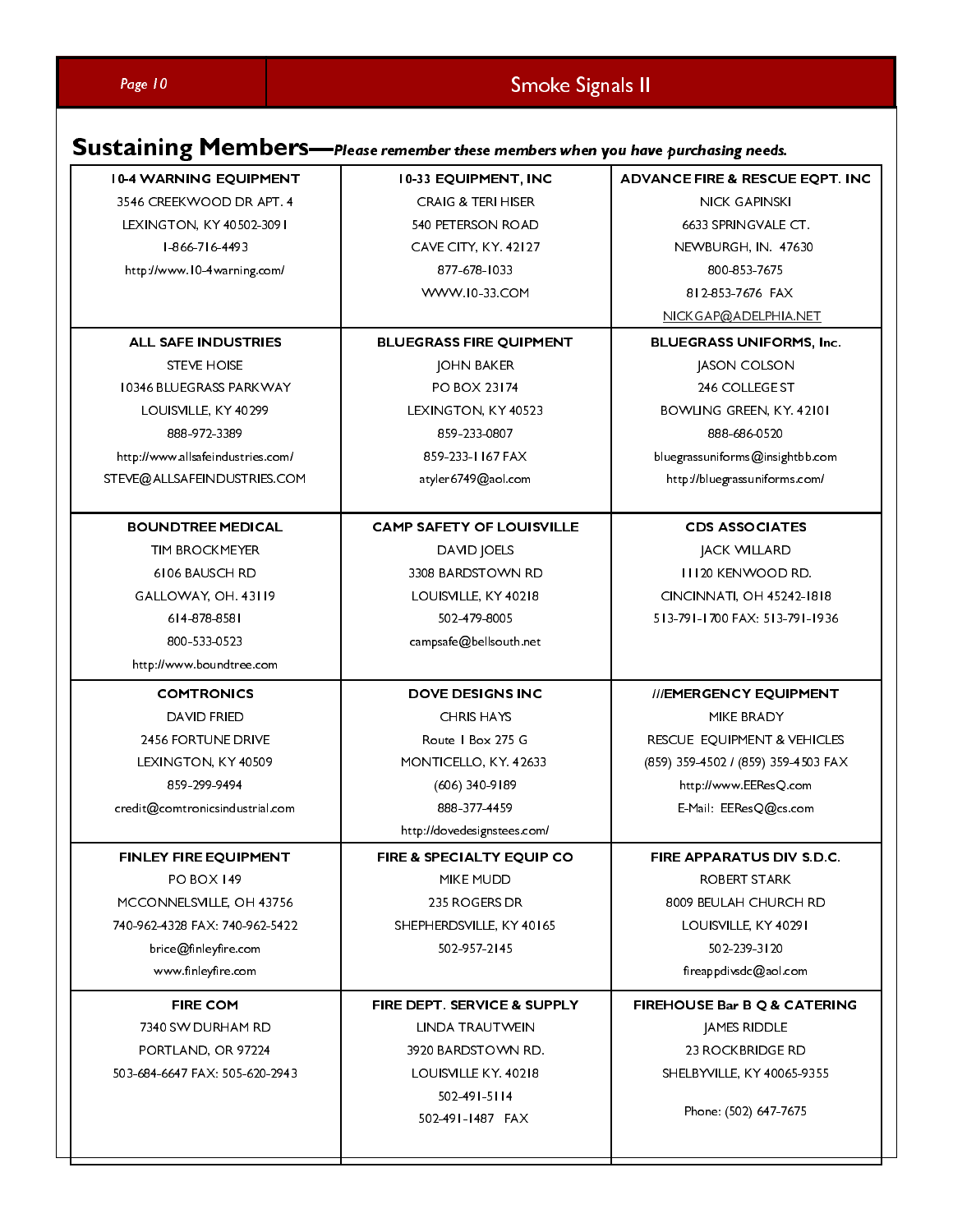## Sustaining Members—*Please remember these members when you have purchasing needs.*

| | | |
|---|---|---|
| **10-4 WARNING EQUIPMENT**<br>3546 CREEKWOOD DR APT. 4<br>LEXINGTON, KY 40502-3091<br>1-866-716-4493<br>http://www.10-4warning.com/ | **10-33 EQUIPMENT, INC**<br>CRAIG & TERI HISER<br>540 PETERSON ROAD<br>CAVE CITY, KY. 42127<br>877-678-1033<br>WWW.10-33.COM | **ADVANCE FIRE & RESCUE EQPT. INC**<br>NICK GAPINSKI<br>6633 SPRINGVALE CT.<br>NEWBURGH, IN. 47630<br>800-853-7675<br>812-853-7676 FAX<br>NICKGAP@ADELPHIA.NET |
| **ALL SAFE INDUSTRIES**<br>STEVE HOISE<br>10346 BLUEGRASS PARKWAY<br>LOUISVILLE, KY 40299<br>888-972-3389<br>http://www.allsafeindustries.com/<br>STEVE@ALLSAFEINDUSTRIES.COM | **BLUEGRASS FIRE QUIPMENT**<br>JOHN BAKER<br>PO BOX 23174<br>LEXINGTON, KY 40523<br>859-233-0807<br>859-233-1167 FAX<br>atyler6749@aol.com | **BLUEGRASS UNIFORMS, Inc.**<br>JASON COLSON<br>246 COLLEGE ST<br>BOWLING GREEN, KY. 42101<br>888-686-0520<br>bluegrassuniforms@insightbb.com<br>http://bluegrassuniforms.com/ |
| **BOUNDTREE MEDICAL**<br>TIM BROCKMEYER<br>6106 BAUSCH RD<br>GALLOWAY, OH. 43119<br>614-878-8581<br>800-533-0523<br>http://www.boundtree.com | **CAMP SAFETY OF LOUISVILLE**<br>DAVID JOELS<br>3308 BARDSTOWN RD<br>LOUISVILLE, KY 40218<br>502-479-8005<br>campsafe@bellsouth.net | **CDS ASSOCIATES**<br>JACK WILLARD<br>11120 KENWOOD RD.<br>CINCINNATI, OH 45242-1818<br>513-791-1700 FAX: 513-791-1936 |
| **COMTRONICS**<br>DAVID FRIED<br>2456 FORTUNE DRIVE<br>LEXINGTON, KY 40509<br>859-299-9494<br>credit@comtronicsindustrial.com | **DOVE DESIGNS INC**<br>CHRIS HAYS<br>Route 1 Box 275 G<br>MONTICELLO, KY. 42633<br>(606) 340-9189<br>888-377-4459<br>http://dovedesignstees.com/ | **///EMERGENCY EQUIPMENT**<br>MIKE BRADY<br>RESCUE EQUIPMENT & VEHICLES<br>(859) 359-4502 / (859) 359-4503 FAX<br>http://www.EEResQ.com<br>E-Mail: EEResQ@cs.com |
| **FINLEY FIRE EQUIPMENT**<br>PO BOX 149<br>MCCONNELSVILLE, OH 43756<br>740-962-4328 FAX: 740-962-5422<br>brice@finleyfire.com<br>www.finleyfire.com | **FIRE & SPECIALTY EQUIP CO**<br>MIKE MUDD<br>235 ROGERS DR<br>SHEPHERDSVILLE, KY 40165<br>502-957-2145 | **FIRE APPARATUS DIV S.D.C.**<br>ROBERT STARK<br>8009 BEULAH CHURCH RD<br>LOUISVILLE, KY 40291<br>502-239-3120<br>fireappdivsdc@aol.com |
| **FIRE COM**<br>7340 SW DURHAM RD<br>PORTLAND, OR 97224<br>503-684-6647 FAX: 505-620-2943 | **FIRE DEPT. SERVICE & SUPPLY**<br>LINDA TRAUTWEIN<br>3920 BARDSTOWN RD.<br>LOUISVILLE KY. 40218<br>502-491-5114<br>502-491-1487 FAX | **FIREHOUSE Bar B Q & CATERING**<br>JAMES RIDDLE<br>23 ROCKBRIDGE RD<br>SHELBYVILLE, KY 40065-9355<br>Phone: (502) 647-7675 |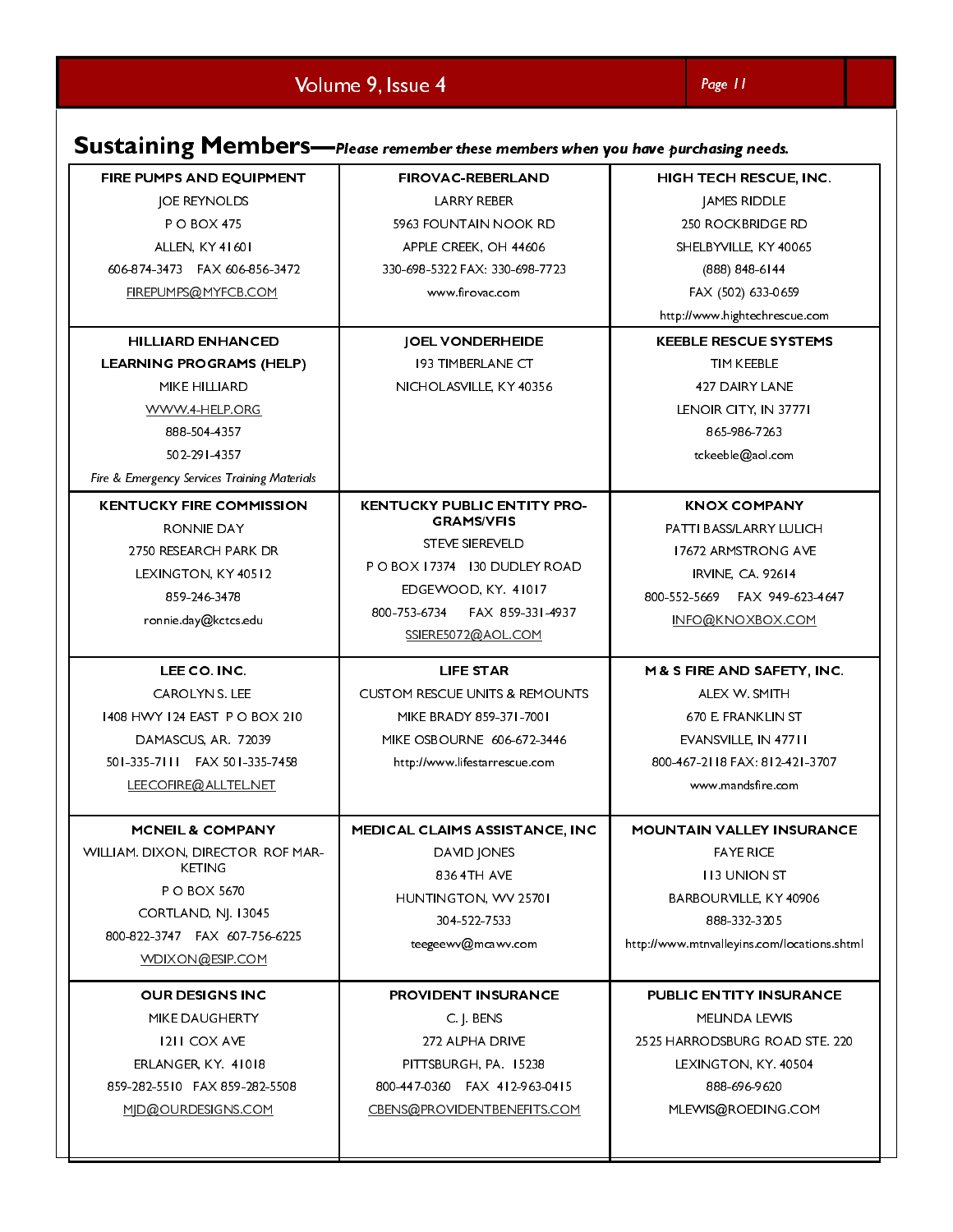## Sustaining Members—*Please remember these members when you have purchasing needs.*

| | | |
|---|---|---|
| **FIRE PUMPS AND EQUIPMENT**<br>JOE REYNOLDS<br>P O BOX 475<br>ALLEN, KY 41601<br>606-874-3473 FAX 606-856-3472<br>FIREPUMPS@MYFCB.COM | **FIROVAC-REBERLAND**<br>LARRY REBER<br>5963 FOUNTAIN NOOK RD<br>APPLE CREEK, OH 44606<br>330-698-5322 FAX: 330-698-7723<br>www.firovac.com | **HIGH TECH RESCUE, INC.**<br>JAMES RIDDLE<br>250 ROCKBRIDGE RD<br>SHELBYVILLE, KY 40065<br>(888) 848-6144<br>FAX (502) 633-0659<br>http://www.hightechrescue.com |
| **HILLIARD ENHANCED LEARNING PROGRAMS (HELP)**<br>MIKE HILLIARD<br>WWW.4-HELP.ORG<br>888-504-4357<br>502-291-4357<br>*Fire & Emergency Services Training Materials* | **JOEL VONDERHEIDE**<br>193 TIMBERLANE CT<br>NICHOLASVILLE, KY 40356 | **KEEBLE RESCUE SYSTEMS**<br>TIM KEEBLE<br>427 DAIRY LANE<br>LENOIR CITY, IN 37771<br>865-986-7263<br>tckeeble@aol.com |
| **KENTUCKY FIRE COMMISSION**<br>RONNIE DAY<br>2750 RESEARCH PARK DR<br>LEXINGTON, KY 40512<br>859-246-3478<br>ronnie.day@kctcs.edu | **KENTUCKY PUBLIC ENTITY PROGRAMS/VFIS**<br>STEVE SIEREVELD<br>P O BOX 17374 130 DUDLEY ROAD<br>EDGEWOOD, KY. 41017<br>800-753-6734 FAX 859-331-4937<br>SSIERE5072@AOL.COM | **KNOX COMPANY**<br>PATTI BASS/LARRY LULICH<br>17672 ARMSTRONG AVE<br>IRVINE, CA. 92614<br>800-552-5669 FAX 949-623-4647<br>INFO@KNOXBOX.COM |
| **LEE CO. INC.**<br>CAROLYN S. LEE<br>1408 HWY 124 EAST P O BOX 210<br>DAMASCUS, AR. 72039<br>501-335-7111 FAX 501-335-7458<br>LEECOFIRE@ALLTEL.NET | **LIFE STAR**<br>CUSTOM RESCUE UNITS & REMOUNTS<br>MIKE BRADY 859-371-7001<br>MIKE OSBOURNE 606-672-3446<br>http://www.lifestarrescue.com | **M & S FIRE AND SAFETY, INC.**<br>ALEX W. SMITH<br>670 E. FRANKLIN ST<br>EVANSVILLE, IN 47711<br>800-467-2118 FAX: 812-421-3707<br>www.mandsfire.com |
| **MCNEIL & COMPANY**<br>WILLIAM. DIXON, DIRECTOR ROF MARKETING<br>P O BOX 5670<br>CORTLAND, NJ. 13045<br>800-822-3747 FAX 607-756-6225<br>WDIXON@ESIP.COM | **MEDICAL CLAIMS ASSISTANCE, INC**<br>DAVID JONES<br>836 4TH AVE<br>HUNTINGTON, WV 25701<br>304-522-7533<br>teegeewv@mcawv.com | **MOUNTAIN VALLEY INSURANCE**<br>FAYE RICE<br>113 UNION ST<br>BARBOURVILLE, KY 40906<br>888-332-3205<br>http://www.mtnvalleyins.com/locations.shtml |
| **OUR DESIGNS INC**<br>MIKE DAUGHERTY<br>1211 COX AVE<br>ERLANGER, KY. 41018<br>859-282-5510 FAX 859-282-5508<br>MJD@OURDESIGNS.COM | **PROVIDENT INSURANCE**<br>C. J. BENS<br>272 ALPHA DRIVE<br>PITTSBURGH, PA. 15238<br>800-447-0360 FAX 412-963-0415<br>CBENS@PROVIDENTBENEFITS.COM | **PUBLIC ENTITY INSURANCE**<br>MELINDA LEWIS<br>2525 HARRODSBURG ROAD STE. 220<br>LEXINGTON, KY. 40504<br>888-696-9620<br>MLEWIS@ROEDING.COM |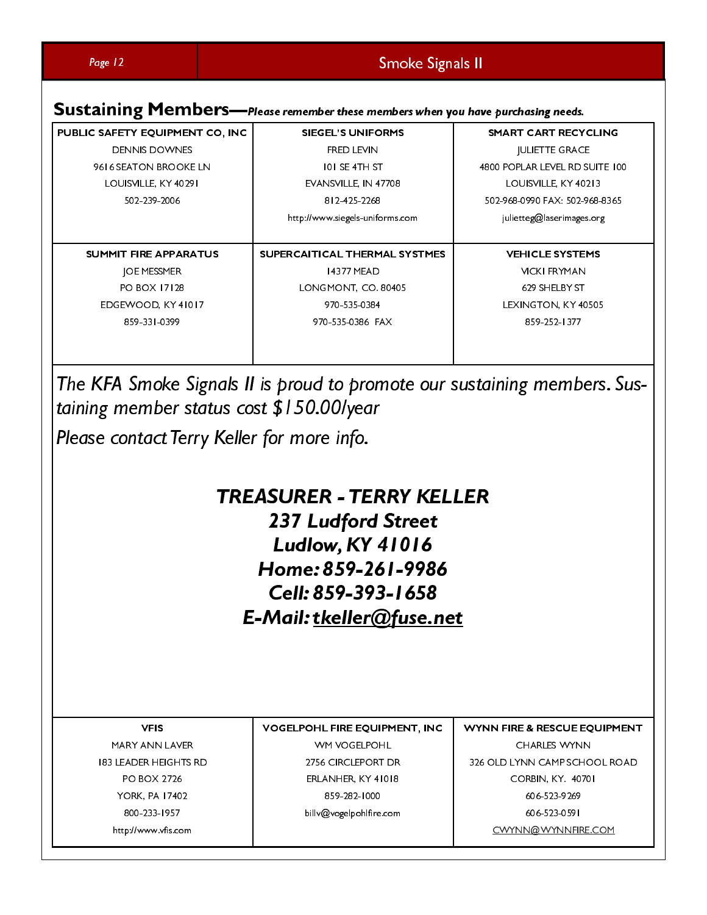## Sustaining Members—*Please remember these members when you have purchasing needs.*

| PUBLIC SAFETY EQUIPMENT CO, INC | SIEGEL'S UNIFORMS | SMART CART RECYCLING |
|---|---|---|
| DENNIS DOWNES<br>9616 SEATON BROOKE LN<br>LOUISVILLE, KY 40291<br>502-239-2006 | FRED LEVIN<br>101 SE 4TH ST<br>EVANSVILLE, IN 47708<br>812-425-2268<br>http://www.siegels-uniforms.com | JULIETTE GRACE<br>4800 POPLAR LEVEL RD SUITE 100<br>LOUISVILLE, KY 40213<br>502-968-0990 FAX: 502-968-8365<br>julietteg@laserimages.org |
| **SUMMIT FIRE APPARATUS** | **SUPERCAITICAL THERMAL SYSTMES** | **VEHICLE SYSTEMS** |
| JOE MESSMER<br>PO BOX 17128<br>EDGEWOOD, KY 41017<br>859-331-0399 | 14377 MEAD<br>LONGMONT, CO. 80405<br>970-535-0384<br>970-535-0386 FAX | VICKI FRYMAN<br>629 SHELBY ST<br>LEXINGTON, KY 40505<br>859-252-1377 |

*The KFA Smoke Signals II is proud to promote our sustaining members. Sustaining member status cost $150.00/year*

*Please contact Terry Keller for more info.*

***TREASURER - TERRY KELLER***
***237 Ludford Street***
***Ludlow, KY 41016***
***Home: 859-261-9986***
***Cell: 859-393-1658***
***E-Mail: tkeller@fuse.net***

| VFIS | VOGELPOHL FIRE EQUIPMENT, INC | WYNN FIRE & RESCUE EQUIPMENT |
|---|---|---|
| MARY ANN LAVER<br>183 LEADER HEIGHTS RD<br>PO BOX 2726<br>YORK, PA 17402<br>800-233-1957<br>http://www.vfis.com | WM VOGELPOHL<br>2756 CIRCLEPORT DR<br>ERLANHER, KY 41018<br>859-282-1000<br>billv@vogelpohlfire.com | CHARLES WYNN<br>326 OLD LYNN CAMP SCHOOL ROAD<br>CORBIN, KY. 40701<br>606-523-9269<br>606-523-0591<br>CWYNN@WYNNFIRE.COM |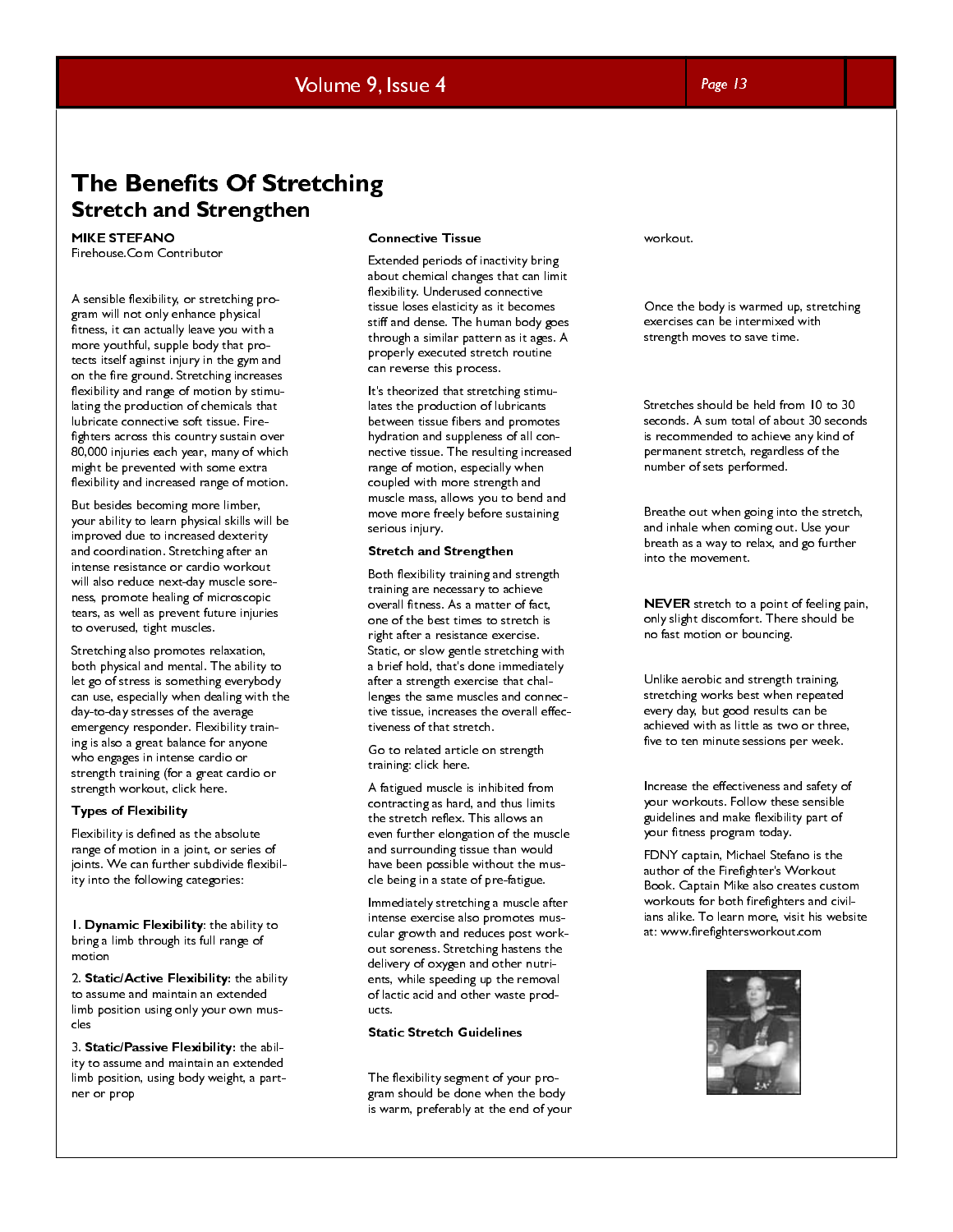# The Benefits Of Stretching

## Stretch and Strengthen

**MIKE STEFANO**
Firehouse.Com Contributor

A sensible flexibility, or stretching program will not only enhance physical fitness, it can actually leave you with a more youthful, supple body that protects itself against injury in the gym and on the fire ground. Stretching increases flexibility and range of motion by stimulating the production of chemicals that lubricate connective soft tissue. Firefighters across this country sustain over 80,000 injuries each year, many of which might be prevented with some extra flexibility and increased range of motion.

But besides becoming more limber, your ability to learn physical skills will be improved due to increased dexterity and coordination. Stretching after an intense resistance or cardio workout will also reduce next-day muscle soreness, promote healing of microscopic tears, as well as prevent future injuries to overused, tight muscles.

Stretching also promotes relaxation, both physical and mental. The ability to let go of stress is something everybody can use, especially when dealing with the day-to-day stresses of the average emergency responder. Flexibility training is also a great balance for anyone who engages in intense cardio or strength training (for a great cardio or strength workout, click here.

### Types of Flexibility

Flexibility is defined as the absolute range of motion in a joint, or series of joints. We can further subdivide flexibility into the following categories:

1. **Dynamic Flexibility**: the ability to bring a limb through its full range of motion
2. **Static/Active Flexibility**: the ability to assume and maintain an extended limb position using only your own muscles
3. **Static/Passive Flexibility**: the ability to assume and maintain an extended limb position, using body weight, a partner or prop

### Connective Tissue

Extended periods of inactivity bring about chemical changes that can limit flexibility. Underused connective tissue loses elasticity as it becomes stiff and dense. The human body goes through a similar pattern as it ages. A properly executed stretch routine can reverse this process.

It's theorized that stretching stimulates the production of lubricants between tissue fibers and promotes hydration and suppleness of all connective tissue. The resulting increased range of motion, especially when coupled with more strength and muscle mass, allows you to bend and move more freely before sustaining serious injury.

### Stretch and Strengthen

Both flexibility training and strength training are necessary to achieve overall fitness. As a matter of fact, one of the best times to stretch is right after a resistance exercise. Static, or slow gentle stretching with a brief hold, that's done immediately after a strength exercise that challenges the same muscles and connective tissue, increases the overall effectiveness of that stretch.

Go to related article on strength training: click here.

A fatigued muscle is inhibited from contracting as hard, and thus limits the stretch reflex. This allows an even further elongation of the muscle and surrounding tissue than would have been possible without the muscle being in a state of pre-fatigue.

Immediately stretching a muscle after intense exercise also promotes muscular growth and reduces post workout soreness. Stretching hastens the delivery of oxygen and other nutrients, while speeding up the removal of lactic acid and other waste products.

### Static Stretch Guidelines

The flexibility segment of your program should be done when the body is warm, preferably at the end of your workout.

Once the body is warmed up, stretching exercises can be intermixed with strength moves to save time.

Stretches should be held from 10 to 30 seconds. A sum total of about 30 seconds is recommended to achieve any kind of permanent stretch, regardless of the number of sets performed.

Breathe out when going into the stretch, and inhale when coming out. Use your breath as a way to relax, and go further into the movement.

**NEVER** stretch to a point of feeling pain, only slight discomfort. There should be no fast motion or bouncing.

Unlike aerobic and strength training, stretching works best when repeated every day, but good results can be achieved with as little as two or three, five to ten minute sessions per week.

Increase the effectiveness and safety of your workouts. Follow these sensible guidelines and make flexibility part of your fitness program today.

FDNY captain, Michael Stefano is the author of the Firefighter's Workout Book. Captain Mike also creates custom workouts for both firefighters and civilians alike. To learn more, visit his website at: www.firefightersworkout.com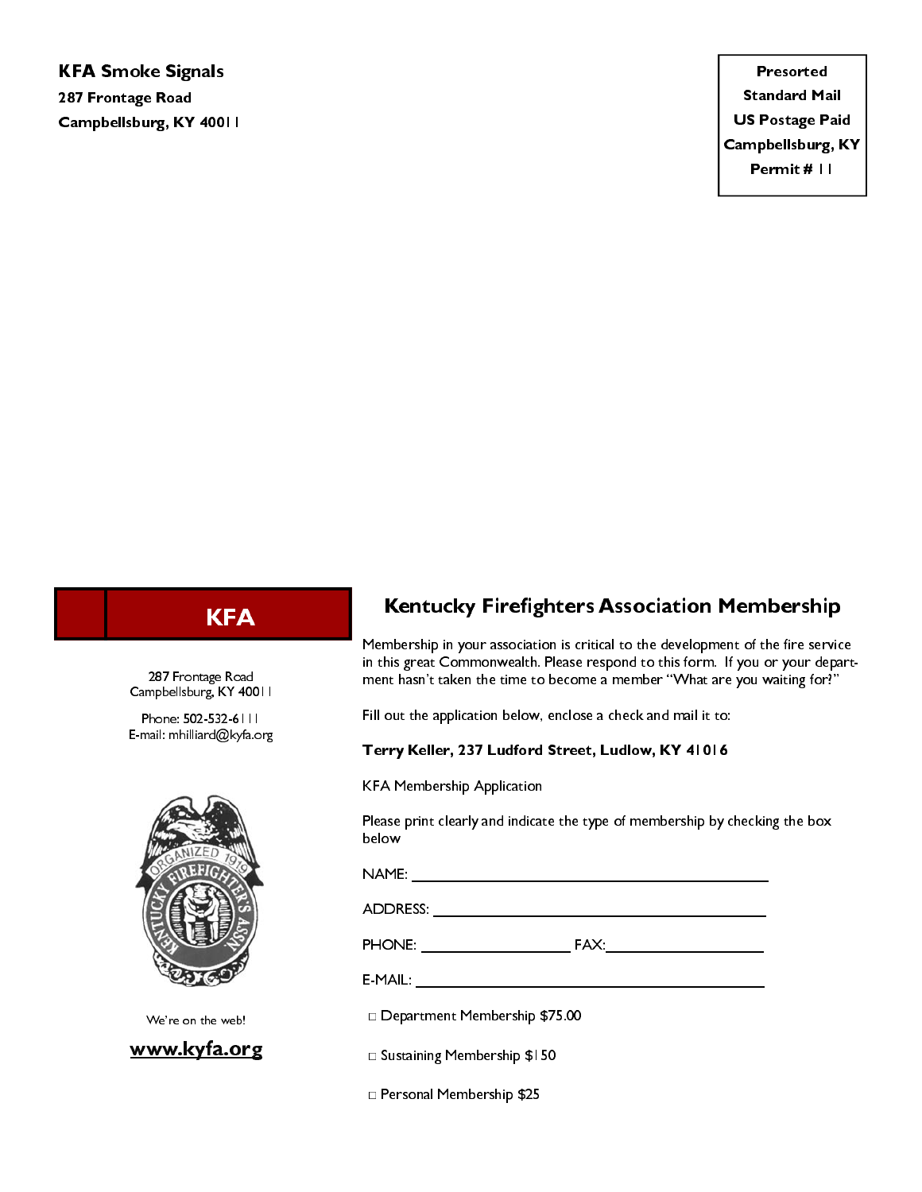**KFA Smoke Signals**
**287 Frontage Road**
**Campbellsburg, KY 40011**

**Presorted**
**Standard Mail**
**US Postage Paid**
**Campbellsburg, KY**
**Permit # 11**

## KFA

287 Frontage Road
Campbellsburg, KY 40011

Phone: 502-532-6111
E-mail: mhilliard@kyfa.org

We're on the web!

**www.kyfa.org**

## Kentucky Firefighters Association Membership

Membership in your association is critical to the development of the fire service in this great Commonwealth. Please respond to this form. If you or your department hasn't taken the time to become a member "What are you waiting for?"

Fill out the application below, enclose a check and mail it to:

**Terry Keller, 237 Ludford Street, Ludlow, KY 41016**

KFA Membership Application

Please print clearly and indicate the type of membership by checking the box below

NAME: ____________________________________________

ADDRESS: __________________________________________

PHONE: ____________________ FAX: ____________________

E-MAIL: ___________________________________________

□ Department Membership $75.00

□ Sustaining Membership $150

□ Personal Membership $25